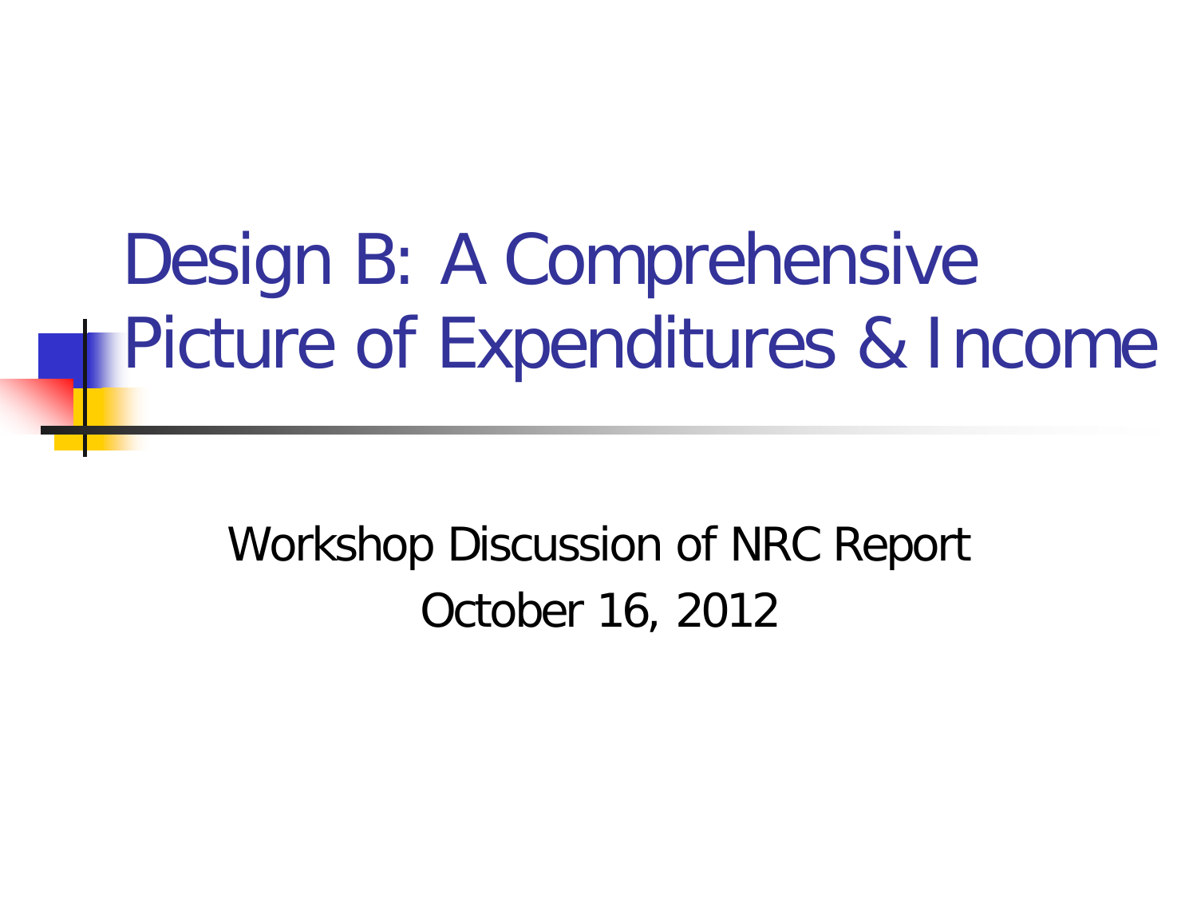# Design B: A Comprehensive Picture of Expenditures & Income

Workshop Discussion of NRC Report

October 16, 2012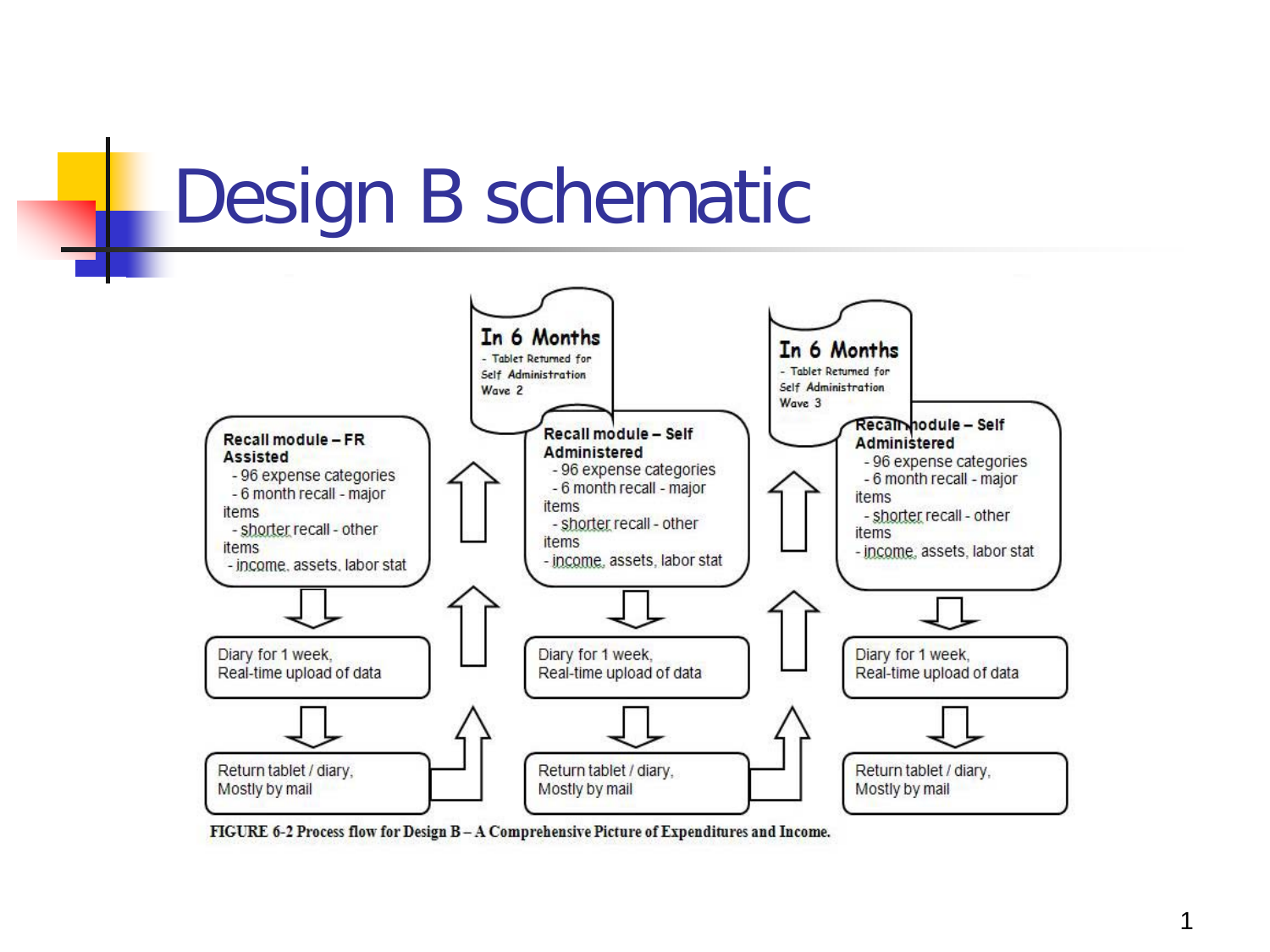# Design B schematic

**In 6 Months**
- Tablet Returned for Self Administration Wave 2

**In 6 Months**
- Tablet Returned for Self Administration Wave 3

**Recall module – FR Assisted**
- 96 expense categories
- 6 month recall - major items
- shorter recall - other items
- income, assets, labor stat

Diary for 1 week, Real-time upload of data

Return tablet / diary, Mostly by mail

**Recall module – Self Administered**
- 96 expense categories
- 6 month recall - major items
- shorter recall - other items
- income, assets, labor stat

Diary for 1 week, Real-time upload of data

Return tablet / diary, Mostly by mail

**Recall module – Self Administered**
- 96 expense categories
- 6 month recall - major items
- shorter recall - other items
- income, assets, labor stat

Diary for 1 week, Real-time upload of data

Return tablet / diary, Mostly by mail

FIGURE 6-2 Process flow for Design B – A Comprehensive Picture of Expenditures and Income.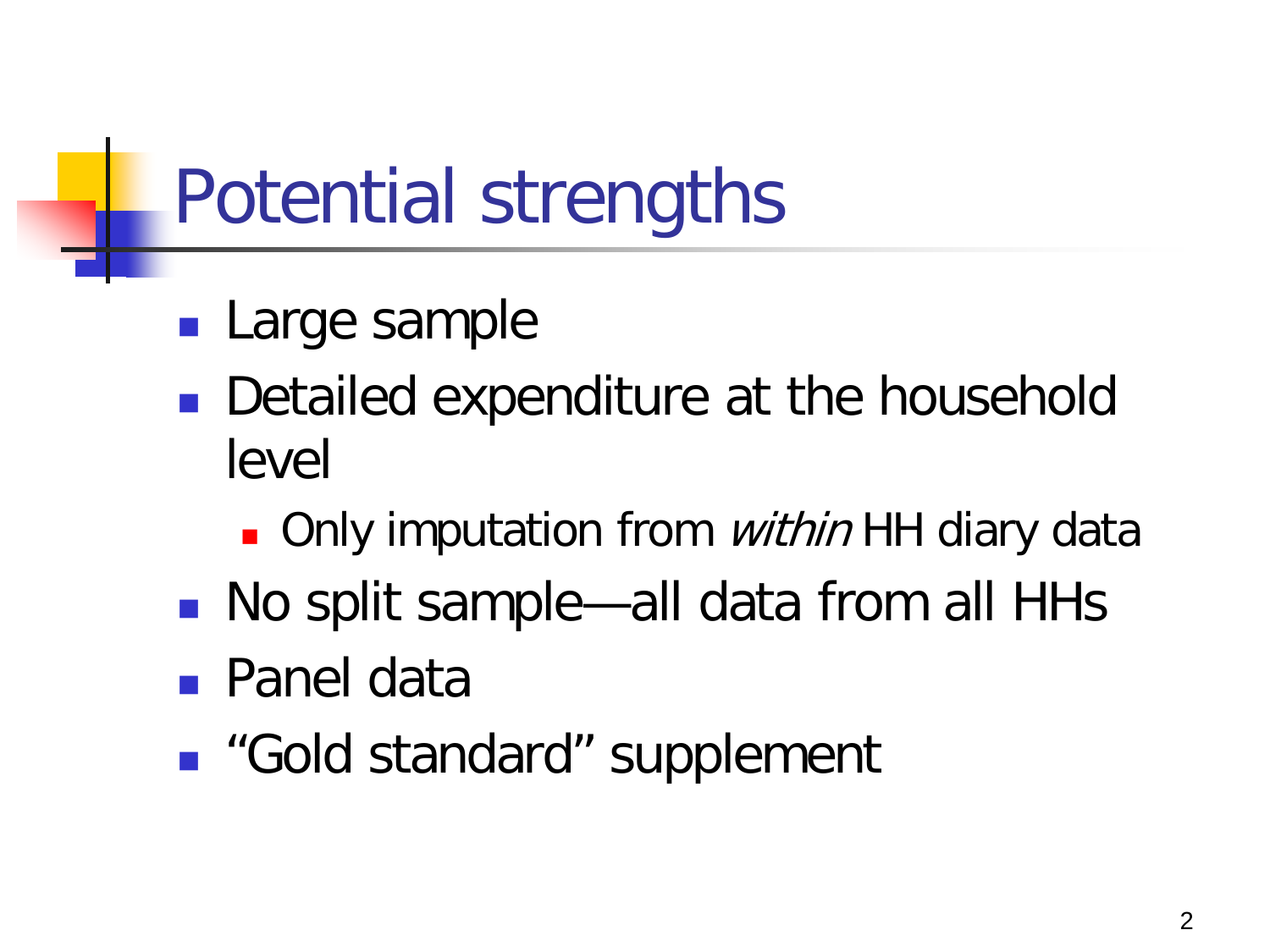# Potential strengths

- Large sample
- Detailed expenditure at the household level
  - Only imputation from *within* HH diary data
- No split sample—all data from all HHs
- Panel data
- “Gold standard” supplement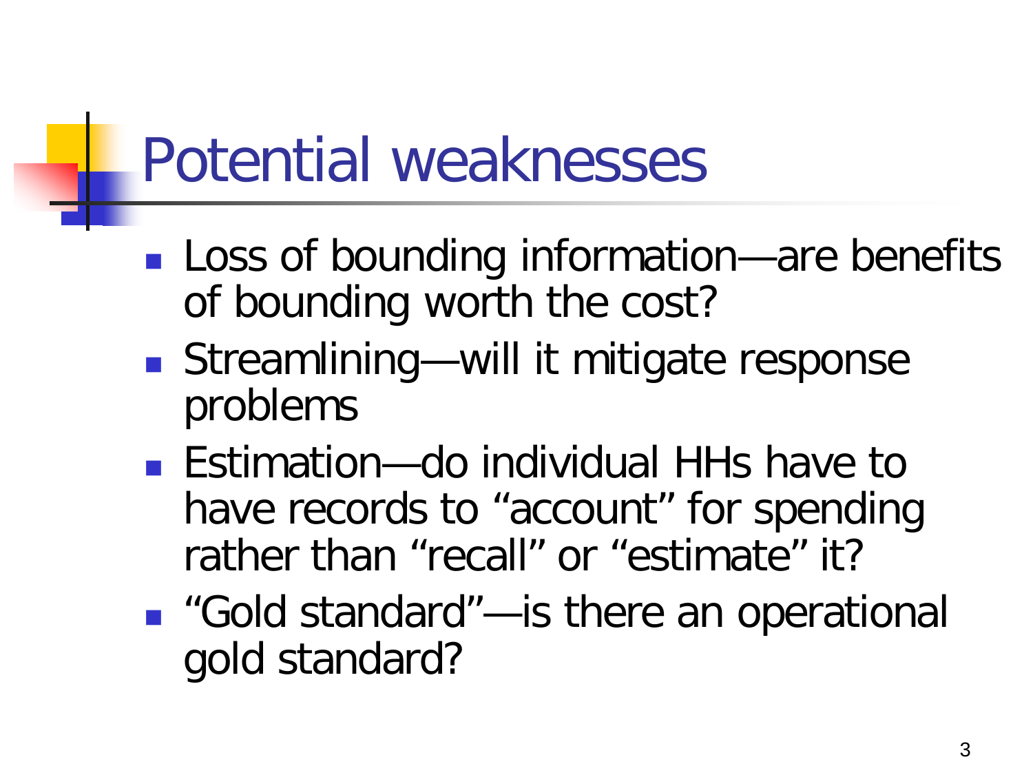# Potential weaknesses

- Loss of bounding information—are benefits of bounding worth the cost?
- Streamlining—will it mitigate response problems
- Estimation—do individual HHs have to have records to "account" for spending rather than "recall" or "estimate" it?
- "Gold standard"—is there an operational gold standard?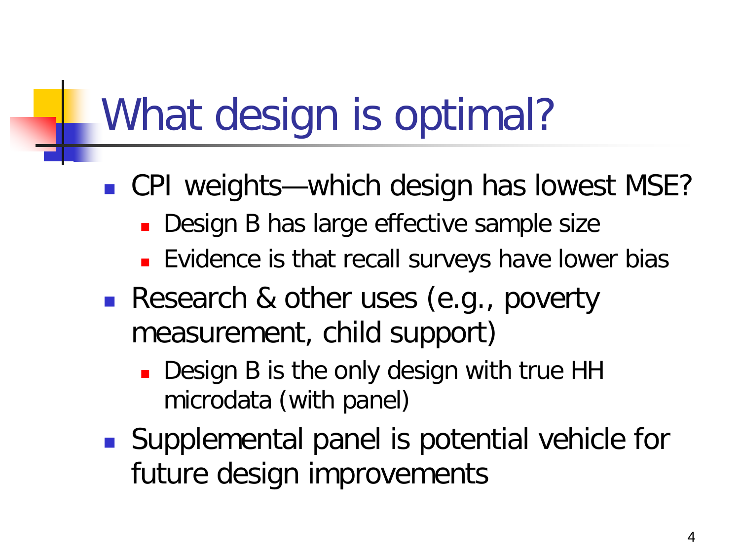# What design is optimal?

- CPI weights—which design has lowest MSE?
  - Design B has large effective sample size
  - Evidence is that recall surveys have lower bias
- Research & other uses (e.g., poverty measurement, child support)
  - Design B is the only design with true HH microdata (with panel)
- Supplemental panel is potential vehicle for future design improvements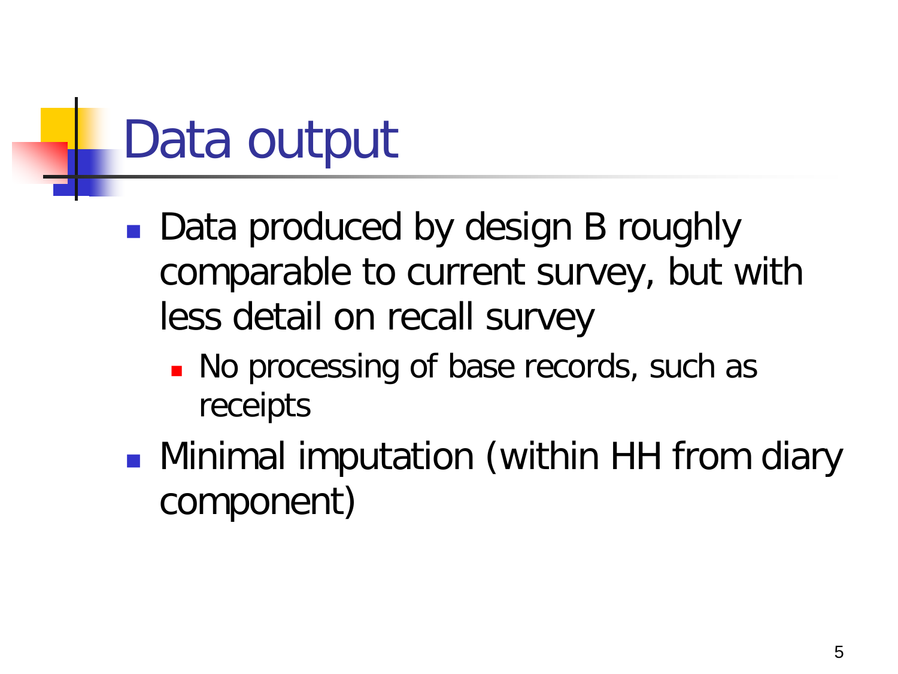# Data output

- Data produced by design B roughly comparable to current survey, but with less detail on recall survey
  - No processing of base records, such as receipts
- Minimal imputation (within HH from diary component)